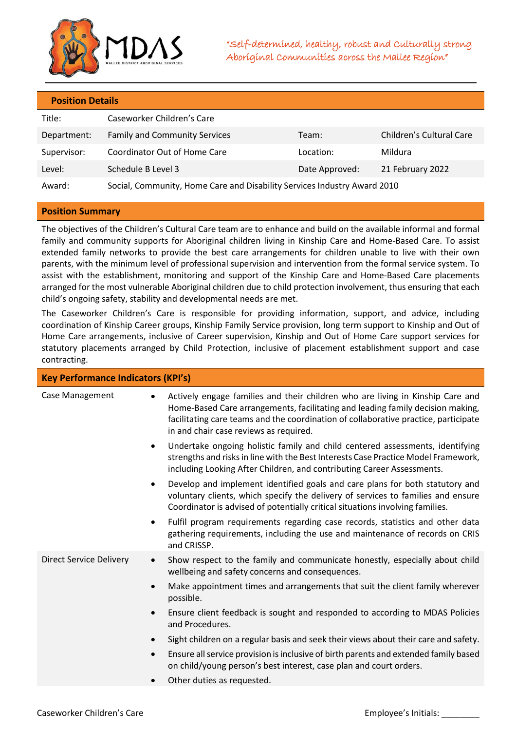MDAS
MALLEE DISTRICT ABORIGINAL SERVICES

*"Self-determined, healthy, robust and Culturally strong Aboriginal Communities across the Mallee Region"*

## Position Details

| | | | |
|---|---|---|---|
| Title: | Caseworker Children's Care | | |
| Department: | Family and Community Services | Team: | Children's Cultural Care |
| Supervisor: | Coordinator Out of Home Care | Location: | Mildura |
| Level: | Schedule B Level 3 | Date Approved: | 21 February 2022 |
| Award: | Social, Community, Home Care and Disability Services Industry Award 2010 | | |

## Position Summary

The objectives of the Children's Cultural Care team are to enhance and build on the available informal and formal family and community supports for Aboriginal children living in Kinship Care and Home-Based Care. To assist extended family networks to provide the best care arrangements for children unable to live with their own parents, with the minimum level of professional supervision and intervention from the formal service system. To assist with the establishment, monitoring and support of the Kinship Care and Home-Based Care placements arranged for the most vulnerable Aboriginal children due to child protection involvement, thus ensuring that each child's ongoing safety, stability and developmental needs are met.

The Caseworker Children's Care is responsible for providing information, support, and advice, including coordination of Kinship Career groups, Kinship Family Service provision, long term support to Kinship and Out of Home Care arrangements, inclusive of Career supervision, Kinship and Out of Home Care support services for statutory placements arranged by Child Protection, inclusive of placement establishment support and case contracting.

## Key Performance Indicators (KPI's)

**Case Management**

- Actively engage families and their children who are living in Kinship Care and Home-Based Care arrangements, facilitating and leading family decision making, facilitating care teams and the coordination of collaborative practice, participate in and chair case reviews as required.
- Undertake ongoing holistic family and child centered assessments, identifying strengths and risks in line with the Best Interests Case Practice Model Framework, including Looking After Children, and contributing Career Assessments.
- Develop and implement identified goals and care plans for both statutory and voluntary clients, which specify the delivery of services to families and ensure Coordinator is advised of potentially critical situations involving families.
- Fulfil program requirements regarding case records, statistics and other data gathering requirements, including the use and maintenance of records on CRIS and CRISSP.

**Direct Service Delivery**

- Show respect to the family and communicate honestly, especially about child wellbeing and safety concerns and consequences.
- Make appointment times and arrangements that suit the client family wherever possible.
- Ensure client feedback is sought and responded to according to MDAS Policies and Procedures.
- Sight children on a regular basis and seek their views about their care and safety.
- Ensure all service provision is inclusive of birth parents and extended family based on child/young person's best interest, case plan and court orders.
- Other duties as requested.

Caseworker Children's Care Employee's Initials: ________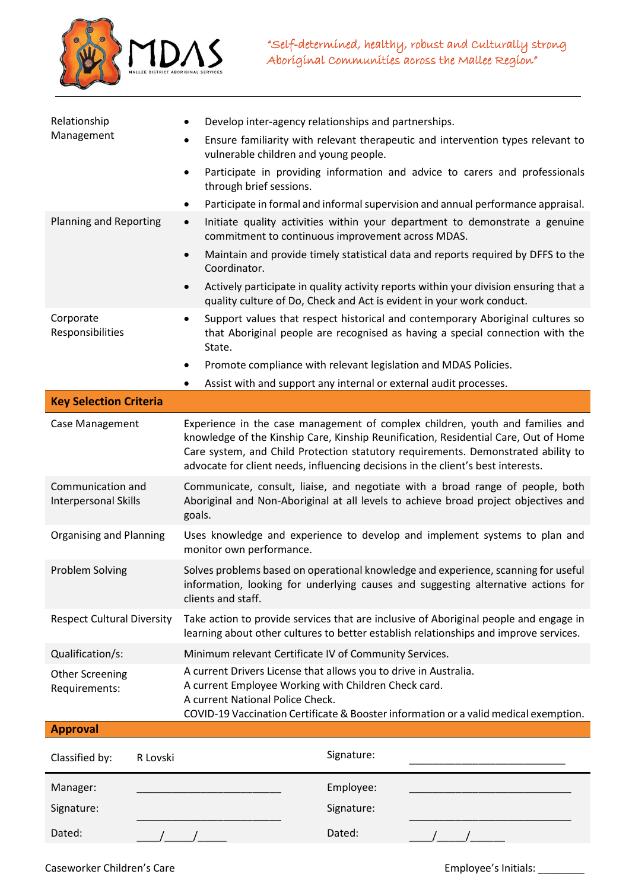| | |
|---|---|
| Relationship Management | • Develop inter-agency relationships and partnerships.<br>• Ensure familiarity with relevant therapeutic and intervention types relevant to vulnerable children and young people.<br>• Participate in providing information and advice to carers and professionals through brief sessions.<br>• Participate in formal and informal supervision and annual performance appraisal. |
| Planning and Reporting | • Initiate quality activities within your department to demonstrate a genuine commitment to continuous improvement across MDAS.<br>• Maintain and provide timely statistical data and reports required by DFFS to the Coordinator.<br>• Actively participate in quality activity reports within your division ensuring that a quality culture of Do, Check and Act is evident in your work conduct. |
| Corporate Responsibilities | • Support values that respect historical and contemporary Aboriginal cultures so that Aboriginal people are recognised as having a special connection with the State.<br>• Promote compliance with relevant legislation and MDAS Policies.<br>• Assist with and support any internal or external audit processes. |
| **Key Selection Criteria** | |
| Case Management | Experience in the case management of complex children, youth and families and knowledge of the Kinship Care, Kinship Reunification, Residential Care, Out of Home Care system, and Child Protection statutory requirements. Demonstrated ability to advocate for client needs, influencing decisions in the client's best interests. |
| Communication and Interpersonal Skills | Communicate, consult, liaise, and negotiate with a broad range of people, both Aboriginal and Non-Aboriginal at all levels to achieve broad project objectives and goals. |
| Organising and Planning | Uses knowledge and experience to develop and implement systems to plan and monitor own performance. |
| Problem Solving | Solves problems based on operational knowledge and experience, scanning for useful information, looking for underlying causes and suggesting alternative actions for clients and staff. |
| Respect Cultural Diversity | Take action to provide services that are inclusive of Aboriginal people and engage in learning about other cultures to better establish relationships and improve services. |
| Qualification/s: | Minimum relevant Certificate IV of Community Services. |
| Other Screening Requirements: | A current Drivers License that allows you to drive in Australia.<br>A current Employee Working with Children Check card.<br>A current National Police Check.<br>COVID-19 Vaccination Certificate & Booster information or a valid medical exemption. |

## Approval

| | | | |
|---|---|---|---|
| Classified by: | R Lovski | Signature: | ____________________________ |
| Manager: | __________________________ | Employee: | ____________________________ |
| Signature: | __________________________ | Signature: | ____________________________ |
| Dated: | ____/_____/_____ | Dated: | ____/_____/______ |

Caseworker Children's Care

Employee's Initials: ________